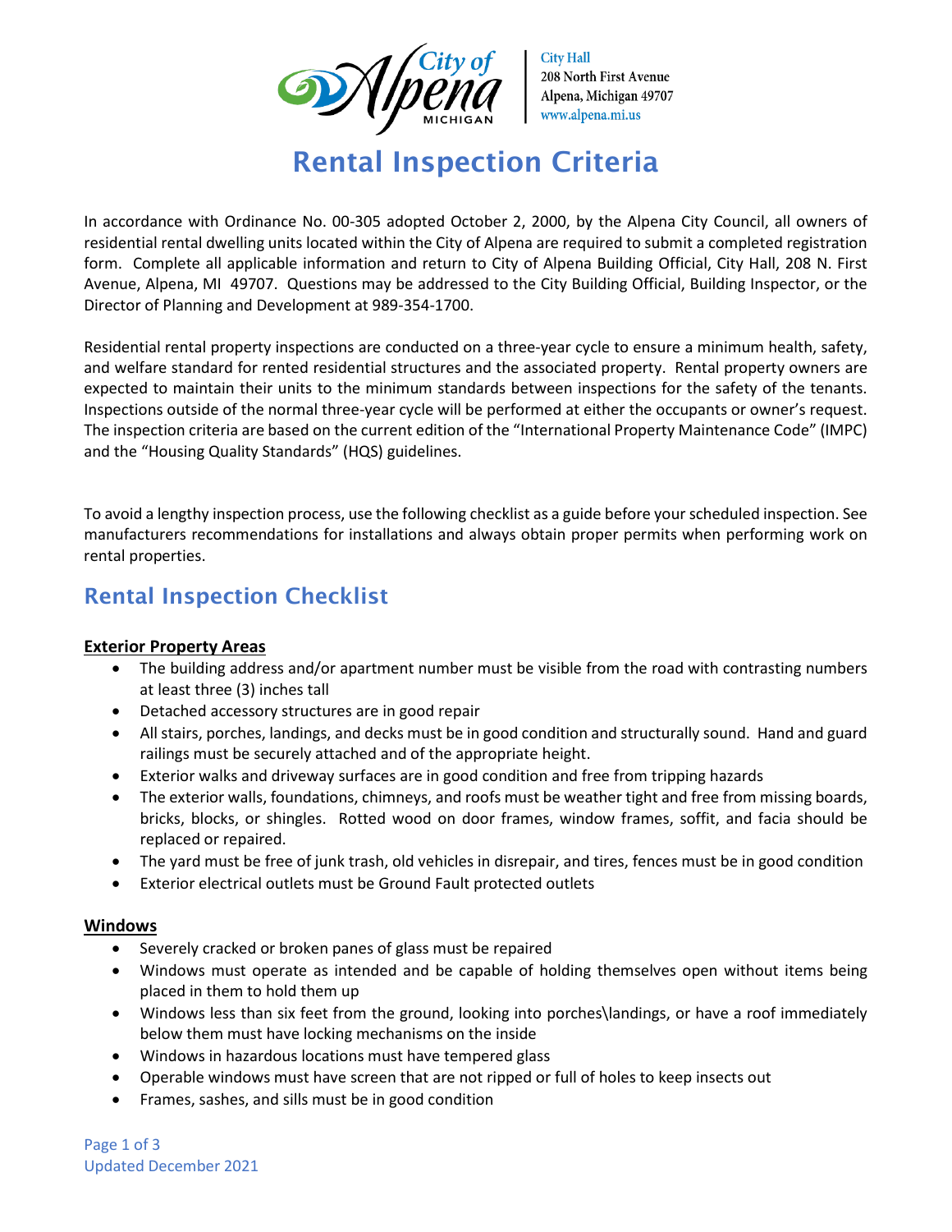City Hall
208 North First Avenue
Alpena, Michigan 49707
www.alpena.mi.us

# Rental Inspection Criteria

In accordance with Ordinance No. 00-305 adopted October 2, 2000, by the Alpena City Council, all owners of residential rental dwelling units located within the City of Alpena are required to submit a completed registration form. Complete all applicable information and return to City of Alpena Building Official, City Hall, 208 N. First Avenue, Alpena, MI 49707. Questions may be addressed to the City Building Official, Building Inspector, or the Director of Planning and Development at 989-354-1700.

Residential rental property inspections are conducted on a three-year cycle to ensure a minimum health, safety, and welfare standard for rented residential structures and the associated property. Rental property owners are expected to maintain their units to the minimum standards between inspections for the safety of the tenants. Inspections outside of the normal three-year cycle will be performed at either the occupants or owner's request. The inspection criteria are based on the current edition of the "International Property Maintenance Code" (IMPC) and the "Housing Quality Standards" (HQS) guidelines.

To avoid a lengthy inspection process, use the following checklist as a guide before your scheduled inspection. See manufacturers recommendations for installations and always obtain proper permits when performing work on rental properties.

## Rental Inspection Checklist

**Exterior Property Areas**

- The building address and/or apartment number must be visible from the road with contrasting numbers at least three (3) inches tall
- Detached accessory structures are in good repair
- All stairs, porches, landings, and decks must be in good condition and structurally sound. Hand and guard railings must be securely attached and of the appropriate height.
- Exterior walks and driveway surfaces are in good condition and free from tripping hazards
- The exterior walls, foundations, chimneys, and roofs must be weather tight and free from missing boards, bricks, blocks, or shingles. Rotted wood on door frames, window frames, soffit, and facia should be replaced or repaired.
- The yard must be free of junk trash, old vehicles in disrepair, and tires, fences must be in good condition
- Exterior electrical outlets must be Ground Fault protected outlets

**Windows**

- Severely cracked or broken panes of glass must be repaired
- Windows must operate as intended and be capable of holding themselves open without items being placed in them to hold them up
- Windows less than six feet from the ground, looking into porches\landings, or have a roof immediately below them must have locking mechanisms on the inside
- Windows in hazardous locations must have tempered glass
- Operable windows must have screen that are not ripped or full of holes to keep insects out
- Frames, sashes, and sills must be in good condition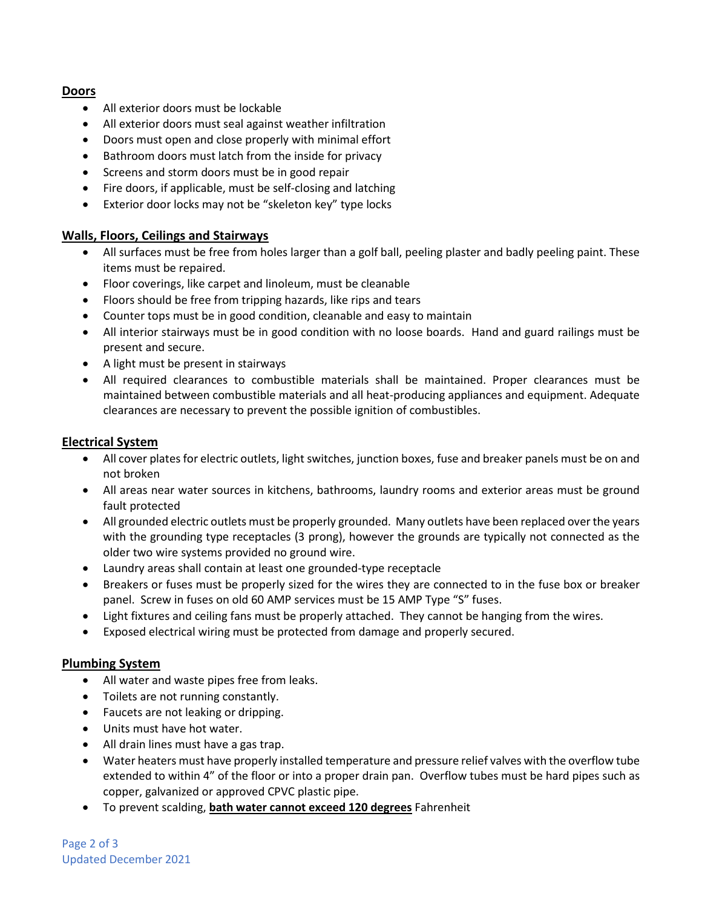## Doors

- All exterior doors must be lockable
- All exterior doors must seal against weather infiltration
- Doors must open and close properly with minimal effort
- Bathroom doors must latch from the inside for privacy
- Screens and storm doors must be in good repair
- Fire doors, if applicable, must be self-closing and latching
- Exterior door locks may not be "skeleton key" type locks

## Walls, Floors, Ceilings and Stairways

- All surfaces must be free from holes larger than a golf ball, peeling plaster and badly peeling paint. These items must be repaired.
- Floor coverings, like carpet and linoleum, must be cleanable
- Floors should be free from tripping hazards, like rips and tears
- Counter tops must be in good condition, cleanable and easy to maintain
- All interior stairways must be in good condition with no loose boards. Hand and guard railings must be present and secure.
- A light must be present in stairways
- All required clearances to combustible materials shall be maintained. Proper clearances must be maintained between combustible materials and all heat-producing appliances and equipment. Adequate clearances are necessary to prevent the possible ignition of combustibles.

## Electrical System

- All cover plates for electric outlets, light switches, junction boxes, fuse and breaker panels must be on and not broken
- All areas near water sources in kitchens, bathrooms, laundry rooms and exterior areas must be ground fault protected
- All grounded electric outlets must be properly grounded. Many outlets have been replaced over the years with the grounding type receptacles (3 prong), however the grounds are typically not connected as the older two wire systems provided no ground wire.
- Laundry areas shall contain at least one grounded-type receptacle
- Breakers or fuses must be properly sized for the wires they are connected to in the fuse box or breaker panel. Screw in fuses on old 60 AMP services must be 15 AMP Type "S" fuses.
- Light fixtures and ceiling fans must be properly attached. They cannot be hanging from the wires.
- Exposed electrical wiring must be protected from damage and properly secured.

## Plumbing System

- All water and waste pipes free from leaks.
- Toilets are not running constantly.
- Faucets are not leaking or dripping.
- Units must have hot water.
- All drain lines must have a gas trap.
- Water heaters must have properly installed temperature and pressure relief valves with the overflow tube extended to within 4" of the floor or into a proper drain pan. Overflow tubes must be hard pipes such as copper, galvanized or approved CPVC plastic pipe.
- To prevent scalding, **bath water cannot exceed 120 degrees** Fahrenheit

Updated December 2021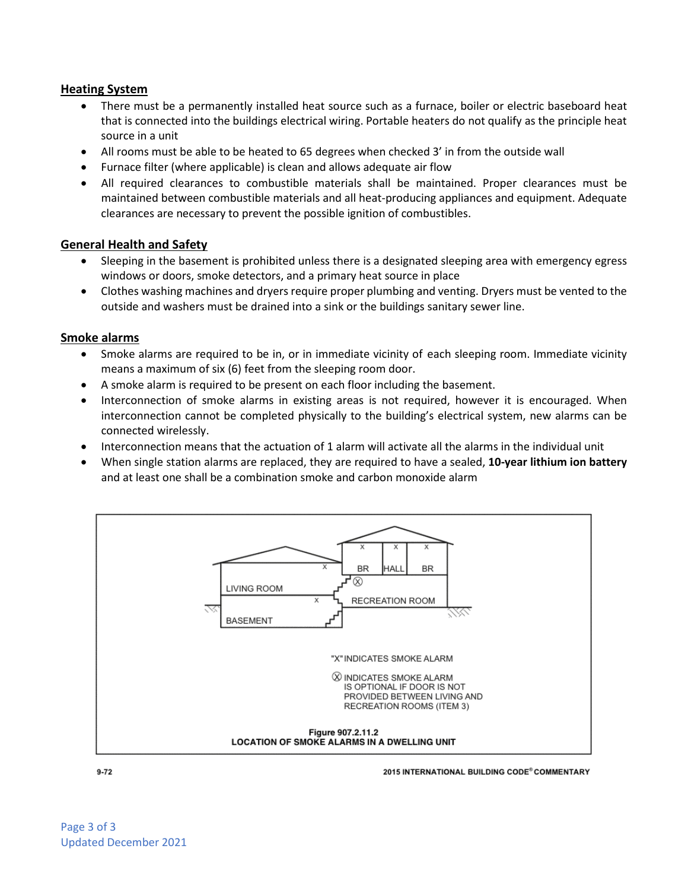## Heating System

- There must be a permanently installed heat source such as a furnace, boiler or electric baseboard heat that is connected into the buildings electrical wiring. Portable heaters do not qualify as the principle heat source in a unit
- All rooms must be able to be heated to 65 degrees when checked 3' in from the outside wall
- Furnace filter (where applicable) is clean and allows adequate air flow
- All required clearances to combustible materials shall be maintained. Proper clearances must be maintained between combustible materials and all heat-producing appliances and equipment. Adequate clearances are necessary to prevent the possible ignition of combustibles.

## General Health and Safety

- Sleeping in the basement is prohibited unless there is a designated sleeping area with emergency egress windows or doors, smoke detectors, and a primary heat source in place
- Clothes washing machines and dryers require proper plumbing and venting. Dryers must be vented to the outside and washers must be drained into a sink or the buildings sanitary sewer line.

## Smoke alarms

- Smoke alarms are required to be in, or in immediate vicinity of each sleeping room. Immediate vicinity means a maximum of six (6) feet from the sleeping room door.
- A smoke alarm is required to be present on each floor including the basement.
- Interconnection of smoke alarms in existing areas is not required, however it is encouraged. When interconnection cannot be completed physically to the building's electrical system, new alarms can be connected wirelessly.
- Interconnection means that the actuation of 1 alarm will activate all the alarms in the individual unit
- When single station alarms are replaced, they are required to have a sealed, **10-year lithium ion battery** and at least one shall be a combination smoke and carbon monoxide alarm

LIVING ROOM
BASEMENT
BR
HALL
BR
RECREATION ROOM

"X" INDICATES SMOKE ALARM

⊗ INDICATES SMOKE ALARM IS OPTIONAL IF DOOR IS NOT PROVIDED BETWEEN LIVING AND RECREATION ROOMS (ITEM 3)

**Figure 907.2.11.2**
**LOCATION OF SMOKE ALARMS IN A DWELLING UNIT**

9-72 2015 INTERNATIONAL BUILDING CODE® COMMENTARY

Updated December 2021